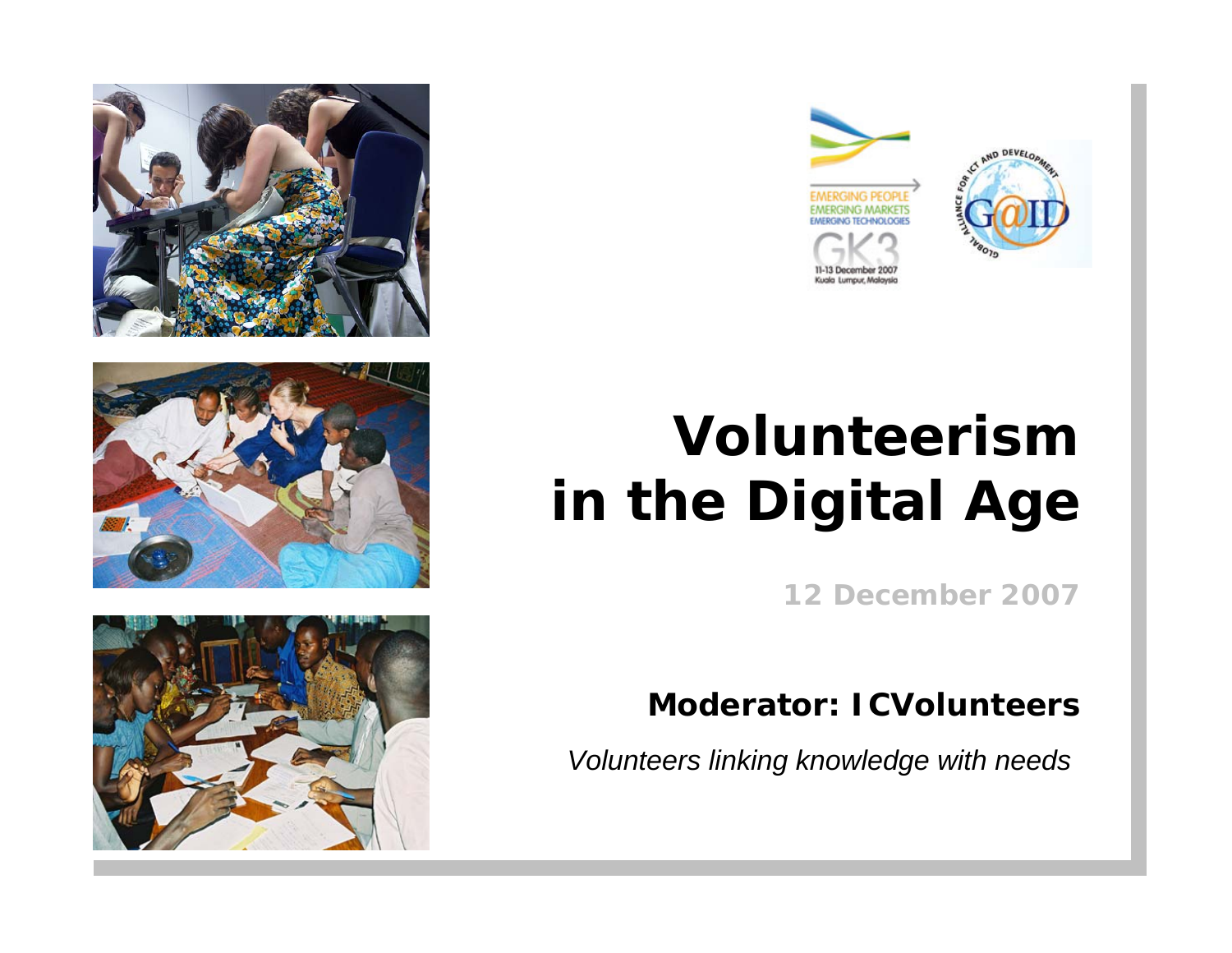# Volunteerism in the Digital Age

12 December 2007

**Moderator: ICVolunteers**

*Volunteers linking knowledge with needs*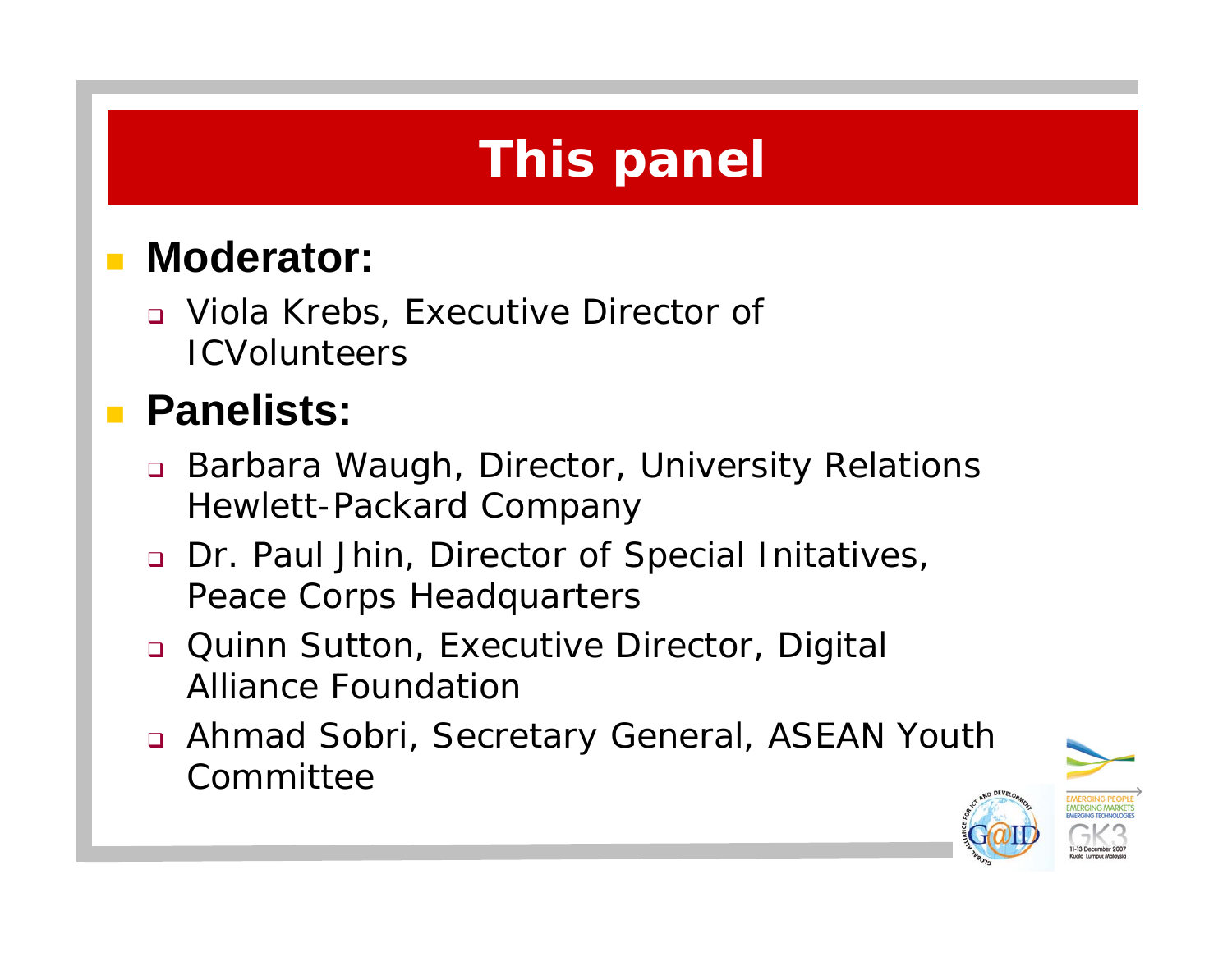# This panel

- **Moderator:**
  - Viola Krebs, Executive Director of ICVolunteers
- **Panelists:**
  - Barbara Waugh, Director, University Relations Hewlett-Packard Company
  - Dr. Paul Jhin, Director of Special Initatives, Peace Corps Headquarters
  - Quinn Sutton, Executive Director, Digital Alliance Foundation
  - Ahmad Sobri, Secretary General, ASEAN Youth Committee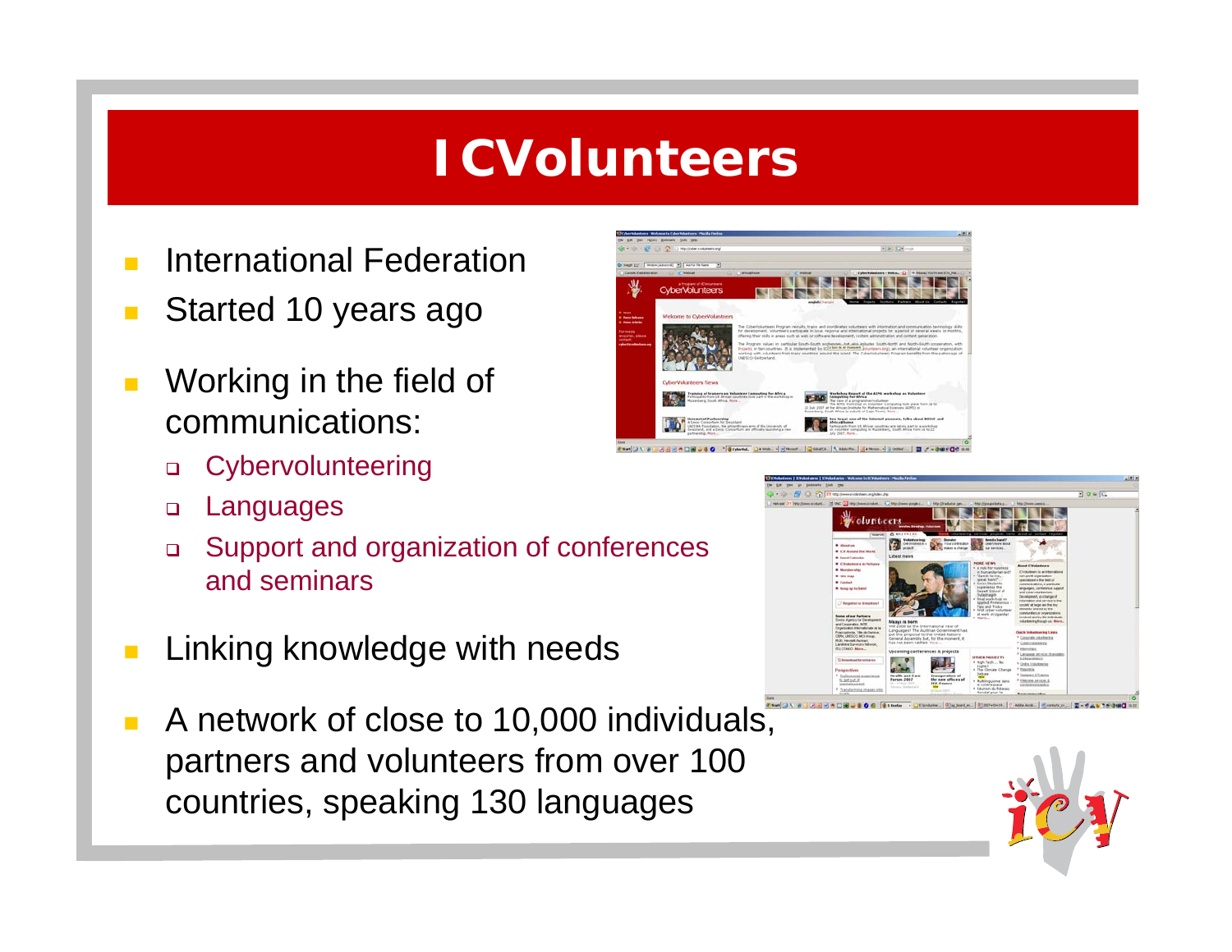# ICVolunteers

- International Federation
- Started 10 years ago
- Working in the field of communications:
  - Cybervolunteering
  - Languages
  - Support and organization of conferences and seminars
- Linking knowledge with needs
- A network of close to 10,000 individuals, partners and volunteers from over 100 countries, speaking 130 languages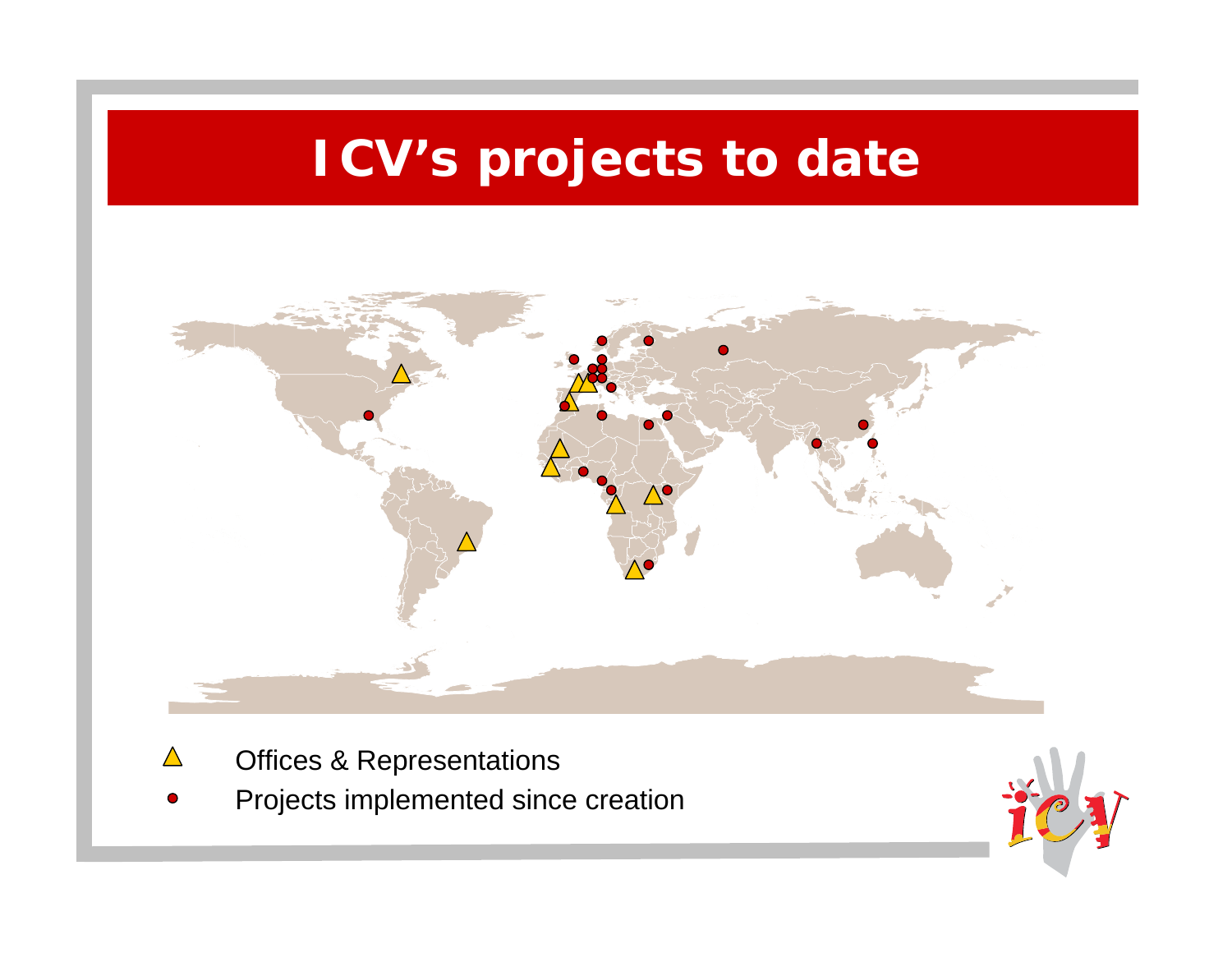# ICV's projects to date

△ Offices & Representations

● Projects implemented since creation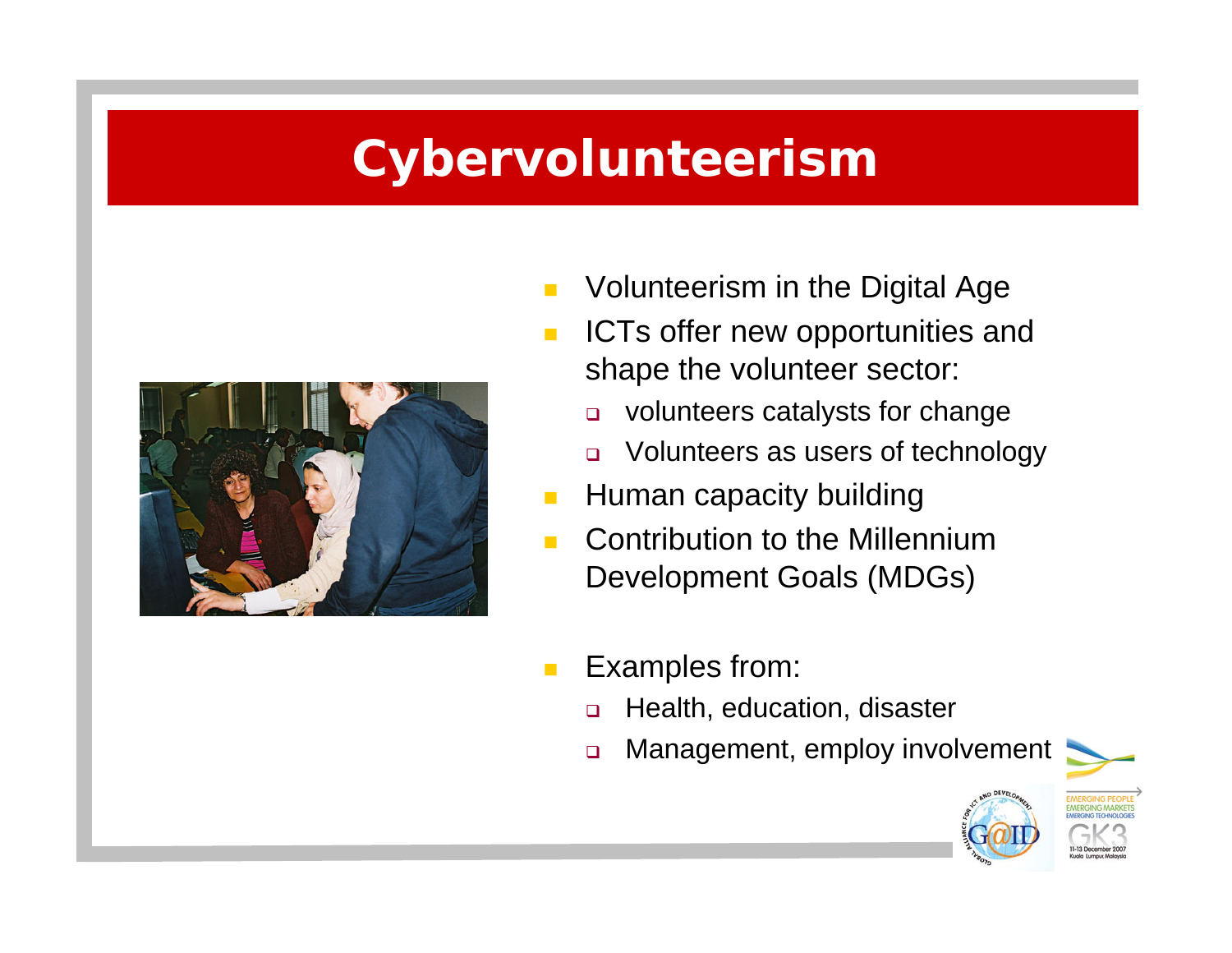# Cybervolunteerism

- Volunteerism in the Digital Age
- ICTs offer new opportunities and shape the volunteer sector:
  - volunteers catalysts for change
  - Volunteers as users of technology
- Human capacity building
- Contribution to the Millennium Development Goals (MDGs)

- Examples from:
  - Health, education, disaster
  - Management, employ involvement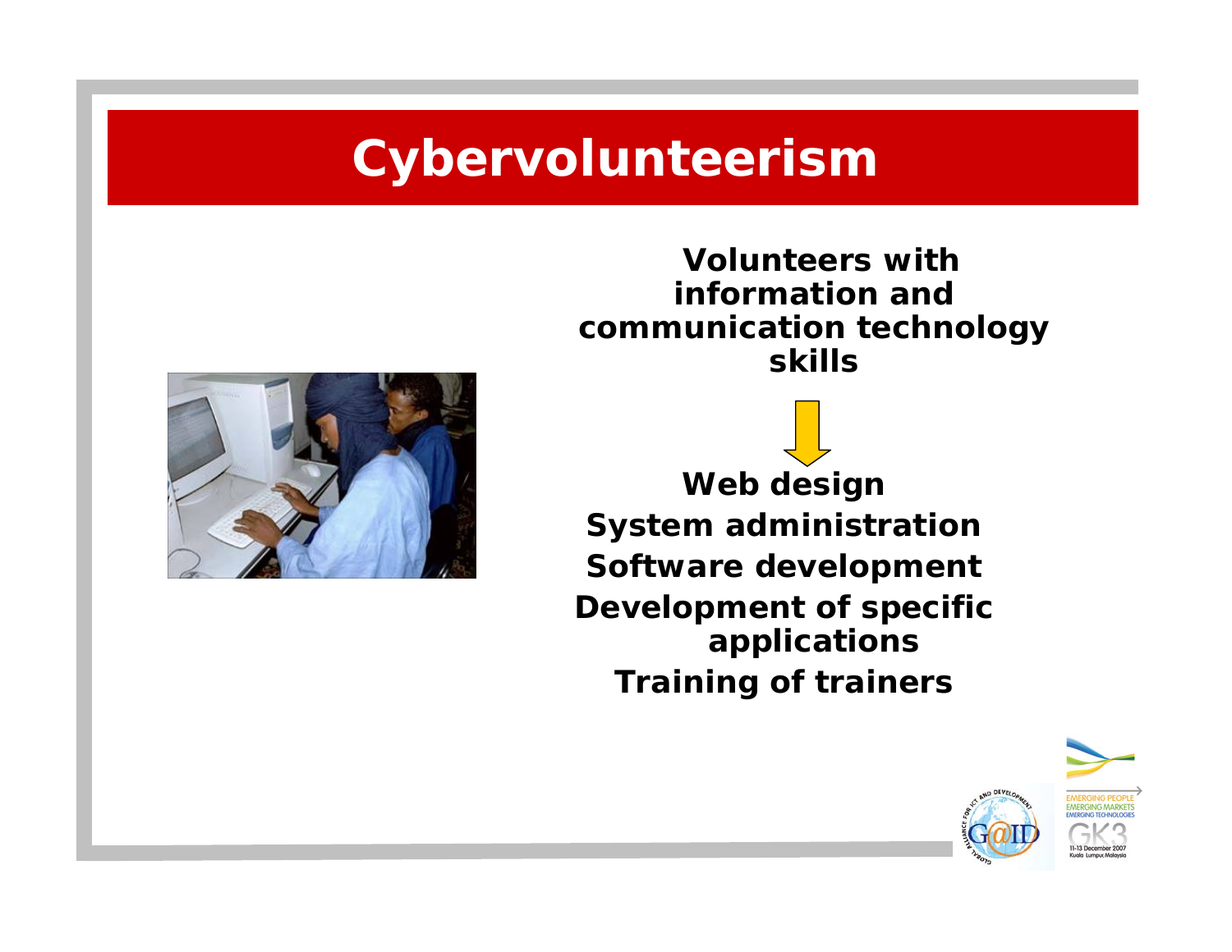# Cybervolunteerism

**Volunteers with information and communication technology skills**

**Web design**

**System administration**

**Software development**

**Development of specific applications**

**Training of trainers**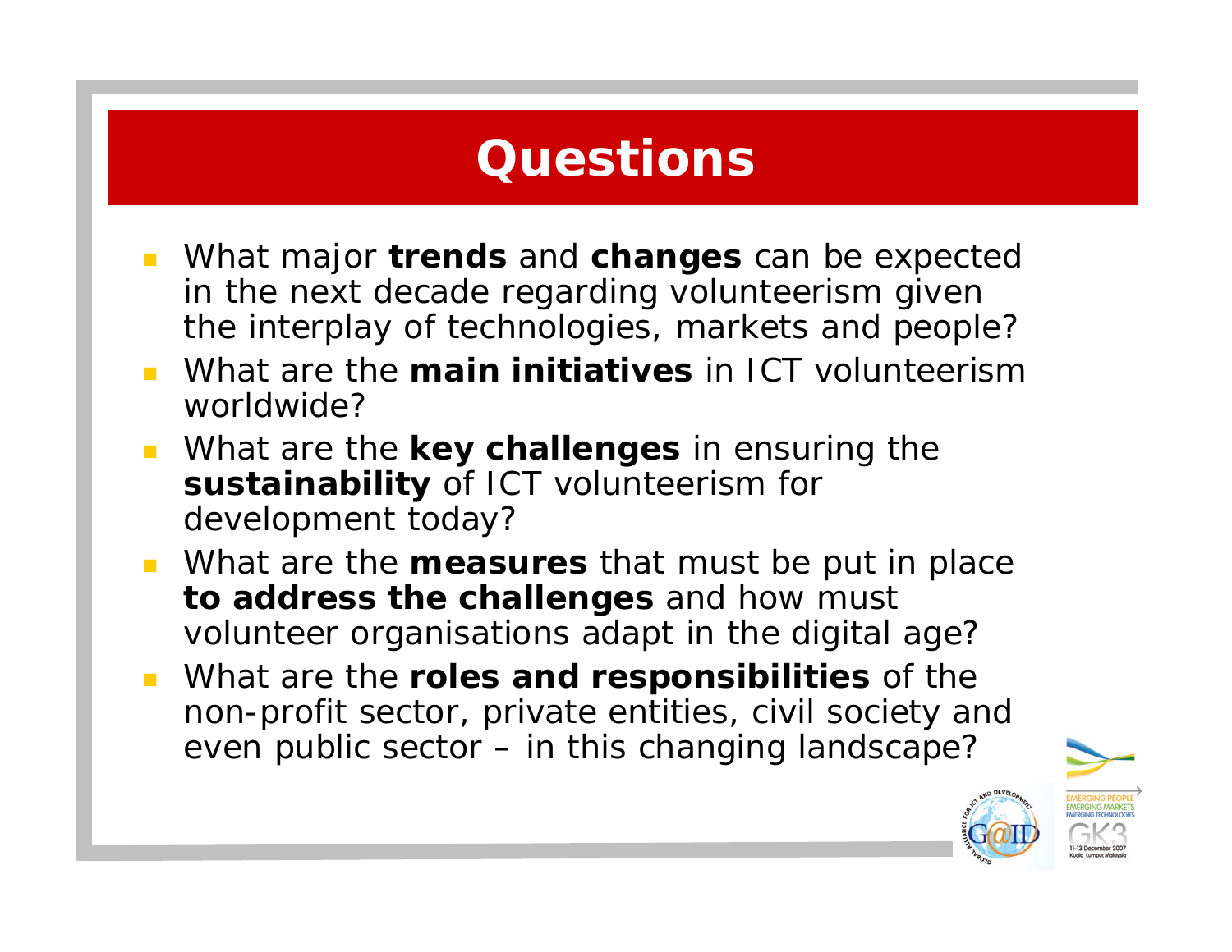# Questions

- What major **trends** and **changes** can be expected in the next decade regarding volunteerism given the interplay of technologies, markets and people?
- What are the **main initiatives** in ICT volunteerism worldwide?
- What are the **key challenges** in ensuring the **sustainability** of ICT volunteerism for development today?
- What are the **measures** that must be put in place **to address the challenges** and how must volunteer organisations adapt in the digital age?
- What are the **roles and responsibilities** of the non-profit sector, private entities, civil society and even public sector – in this changing landscape?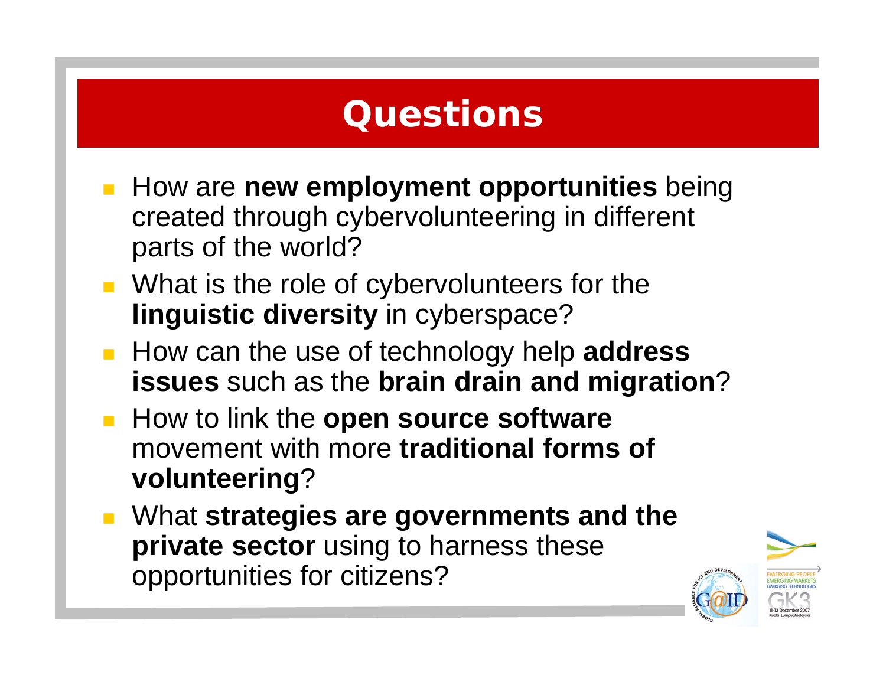# Questions

- How are **new employment opportunities** being created through cybervolunteering in different parts of the world?
- What is the role of cybervolunteers for the **linguistic diversity** in cyberspace?
- How can the use of technology help **address issues** such as the **brain drain and migration**?
- How to link the **open source software** movement with more **traditional forms of volunteering**?
- What **strategies are governments and the private sector** using to harness these opportunities for citizens?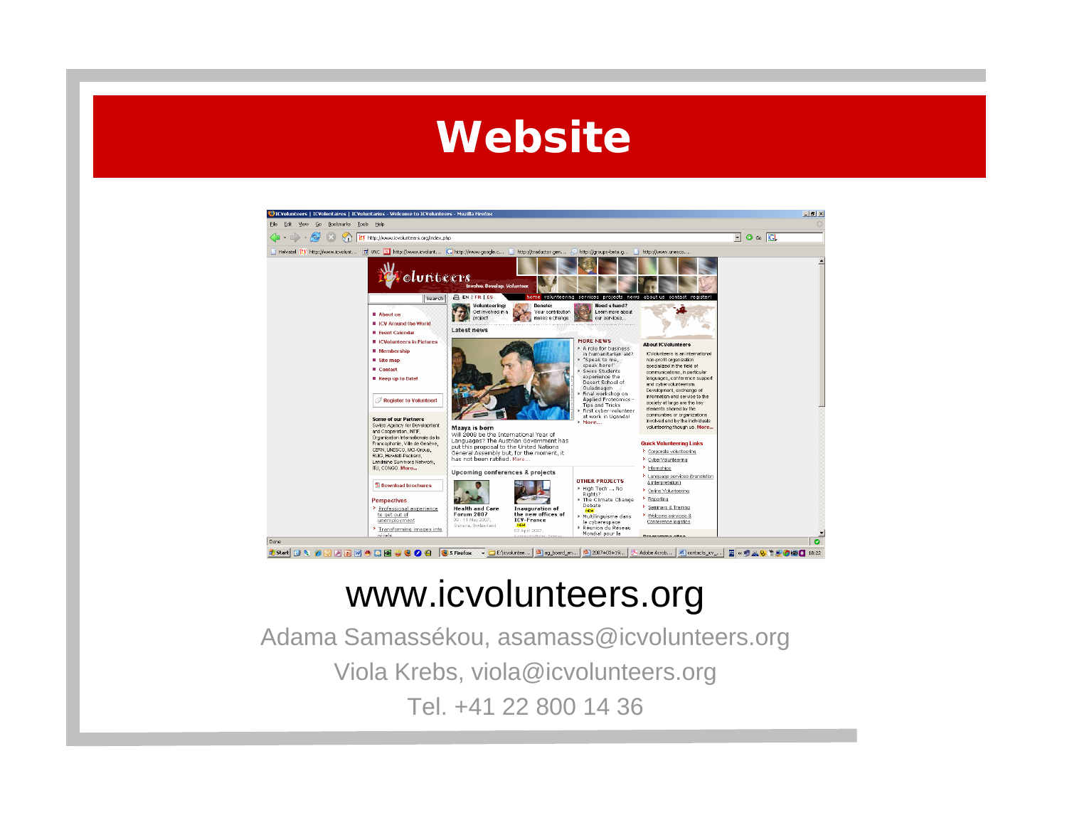# Website

www.icvolunteers.org

Adama Samassékou, asamass@icvolunteers.org

Viola Krebs, viola@icvolunteers.org

Tel. +41 22 800 14 36